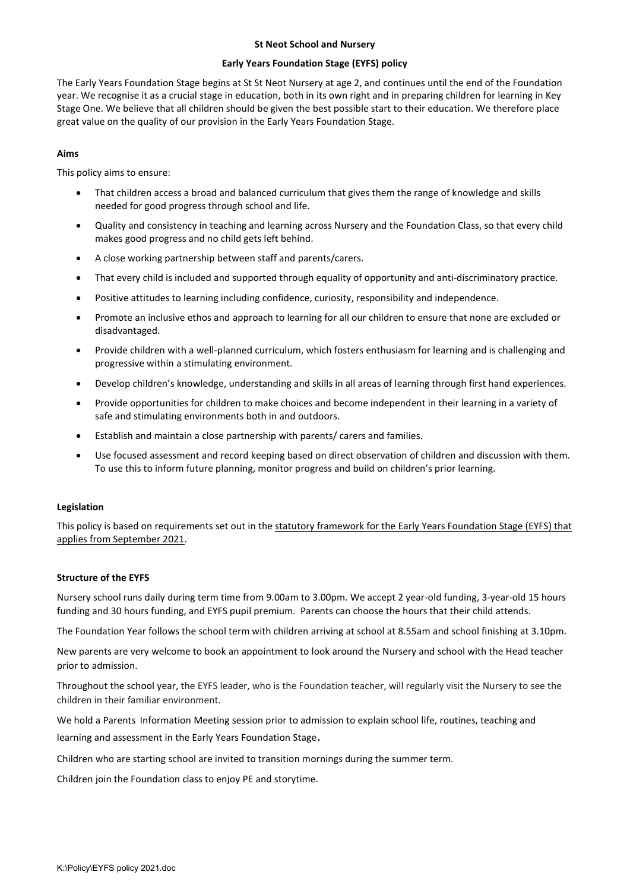**St Neot School and Nursery**

**Early Years Foundation Stage (EYFS) policy**

The Early Years Foundation Stage begins at St St Neot Nursery at age 2, and continues until the end of the Foundation year. We recognise it as a crucial stage in education, both in its own right and in preparing children for learning in Key Stage One. We believe that all children should be given the best possible start to their education. We therefore place great value on the quality of our provision in the Early Years Foundation Stage.

## Aims

This policy aims to ensure:

- That children access a broad and balanced curriculum that gives them the range of knowledge and skills needed for good progress through school and life.
- Quality and consistency in teaching and learning across Nursery and the Foundation Class, so that every child makes good progress and no child gets left behind.
- A close working partnership between staff and parents/carers.
- That every child is included and supported through equality of opportunity and anti-discriminatory practice.
- Positive attitudes to learning including confidence, curiosity, responsibility and independence.
- Promote an inclusive ethos and approach to learning for all our children to ensure that none are excluded or disadvantaged.
- Provide children with a well-planned curriculum, which fosters enthusiasm for learning and is challenging and progressive within a stimulating environment.
- Develop children's knowledge, understanding and skills in all areas of learning through first hand experiences.
- Provide opportunities for children to make choices and become independent in their learning in a variety of safe and stimulating environments both in and outdoors.
- Establish and maintain a close partnership with parents/ carers and families.
- Use focused assessment and record keeping based on direct observation of children and discussion with them. To use this to inform future planning, monitor progress and build on children's prior learning.

## Legislation

This policy is based on requirements set out in the statutory framework for the Early Years Foundation Stage (EYFS) that applies from September 2021.

## Structure of the EYFS

Nursery school runs daily during term time from 9.00am to 3.00pm. We accept 2 year-old funding, 3-year-old 15 hours funding and 30 hours funding, and EYFS pupil premium. Parents can choose the hours that their child attends.

The Foundation Year follows the school term with children arriving at school at 8.55am and school finishing at 3.10pm.

New parents are very welcome to book an appointment to look around the Nursery and school with the Head teacher prior to admission.

Throughout the school year, the EYFS leader, who is the Foundation teacher, will regularly visit the Nursery to see the children in their familiar environment.

We hold a Parents Information Meeting session prior to admission to explain school life, routines, teaching and learning and assessment in the Early Years Foundation Stage.

Children who are starting school are invited to transition mornings during the summer term.

Children join the Foundation class to enjoy PE and storytime.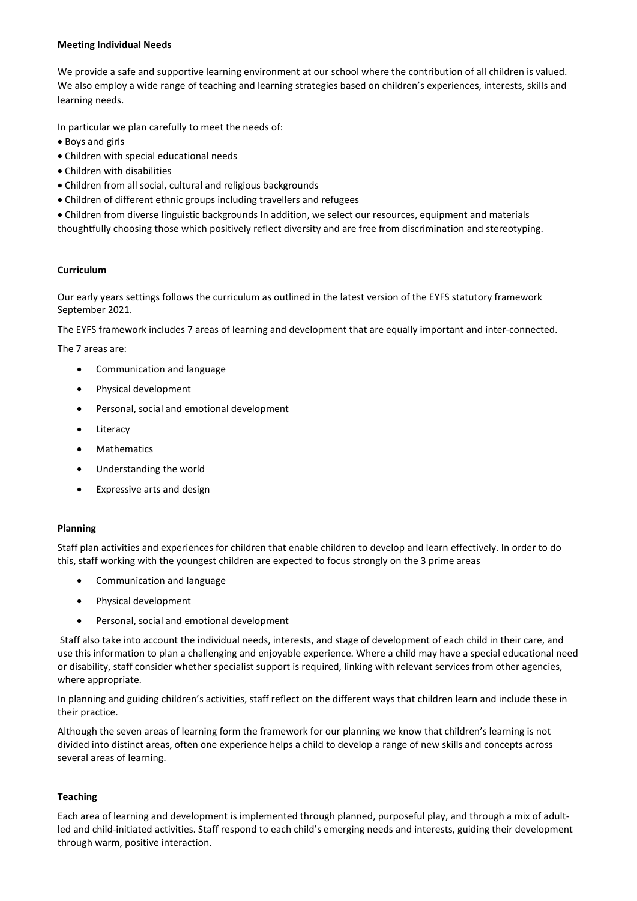**Meeting Individual Needs**

We provide a safe and supportive learning environment at our school where the contribution of all children is valued. We also employ a wide range of teaching and learning strategies based on children's experiences, interests, skills and learning needs.

In particular we plan carefully to meet the needs of:

- Boys and girls
- Children with special educational needs
- Children with disabilities
- Children from all social, cultural and religious backgrounds
- Children of different ethnic groups including travellers and refugees
- Children from diverse linguistic backgrounds In addition, we select our resources, equipment and materials thoughtfully choosing those which positively reflect diversity and are free from discrimination and stereotyping.

**Curriculum**

Our early years settings follows the curriculum as outlined in the latest version of the EYFS statutory framework September 2021.

The EYFS framework includes 7 areas of learning and development that are equally important and inter-connected.

The 7 areas are:

- Communication and language
- Physical development
- Personal, social and emotional development
- Literacy
- Mathematics
- Understanding the world
- Expressive arts and design

**Planning**

Staff plan activities and experiences for children that enable children to develop and learn effectively. In order to do this, staff working with the youngest children are expected to focus strongly on the 3 prime areas

- Communication and language
- Physical development
- Personal, social and emotional development

Staff also take into account the individual needs, interests, and stage of development of each child in their care, and use this information to plan a challenging and enjoyable experience. Where a child may have a special educational need or disability, staff consider whether specialist support is required, linking with relevant services from other agencies, where appropriate.

In planning and guiding children's activities, staff reflect on the different ways that children learn and include these in their practice.

Although the seven areas of learning form the framework for our planning we know that children's learning is not divided into distinct areas, often one experience helps a child to develop a range of new skills and concepts across several areas of learning.

**Teaching**

Each area of learning and development is implemented through planned, purposeful play, and through a mix of adult-led and child-initiated activities. Staff respond to each child's emerging needs and interests, guiding their development through warm, positive interaction.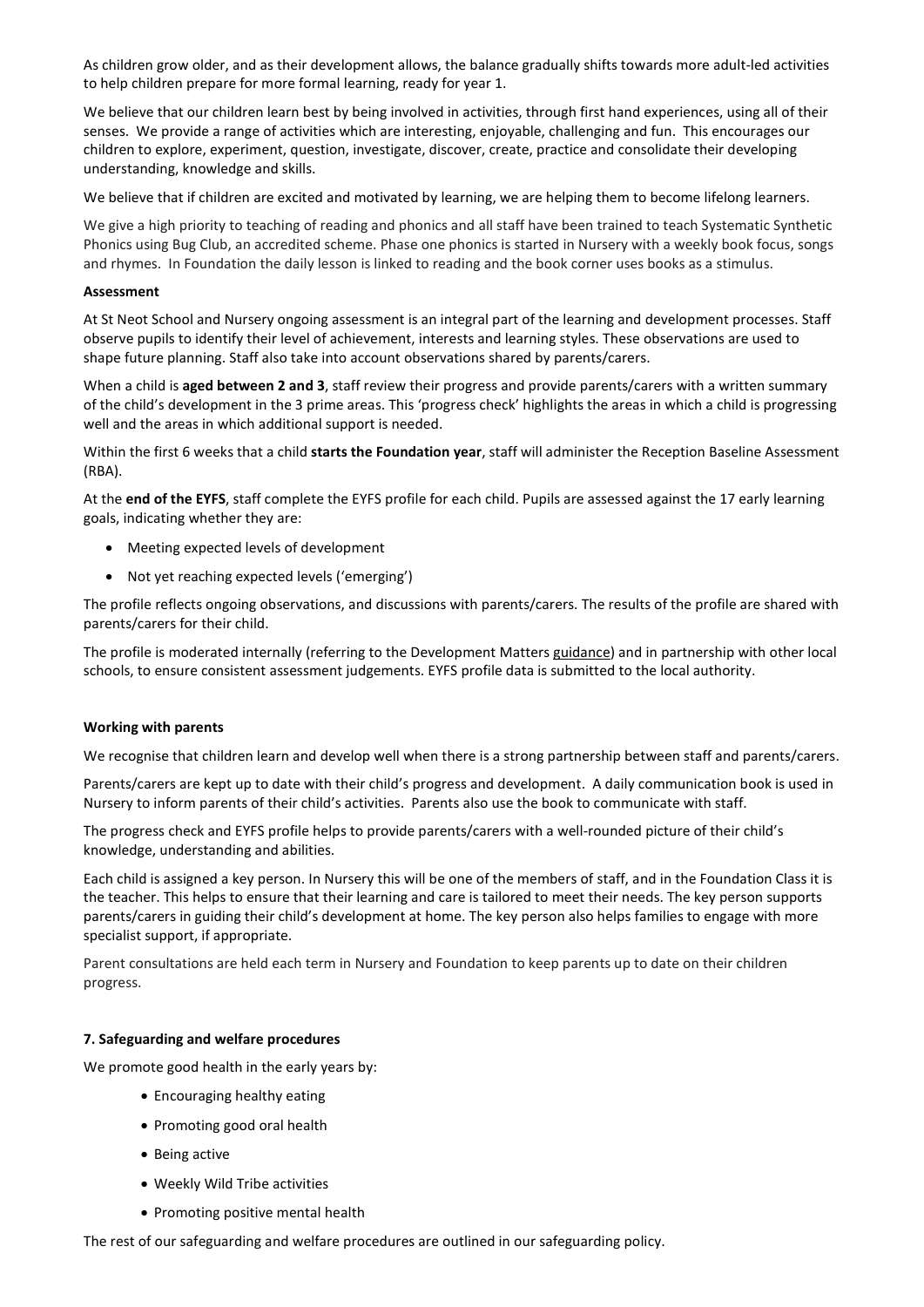As children grow older, and as their development allows, the balance gradually shifts towards more adult-led activities to help children prepare for more formal learning, ready for year 1.

We believe that our children learn best by being involved in activities, through first hand experiences, using all of their senses. We provide a range of activities which are interesting, enjoyable, challenging and fun. This encourages our children to explore, experiment, question, investigate, discover, create, practice and consolidate their developing understanding, knowledge and skills.

We believe that if children are excited and motivated by learning, we are helping them to become lifelong learners.

We give a high priority to teaching of reading and phonics and all staff have been trained to teach Systematic Synthetic Phonics using Bug Club, an accredited scheme. Phase one phonics is started in Nursery with a weekly book focus, songs and rhymes. In Foundation the daily lesson is linked to reading and the book corner uses books as a stimulus.

**Assessment**

At St Neot School and Nursery ongoing assessment is an integral part of the learning and development processes. Staff observe pupils to identify their level of achievement, interests and learning styles. These observations are used to shape future planning. Staff also take into account observations shared by parents/carers.

When a child is **aged between 2 and 3**, staff review their progress and provide parents/carers with a written summary of the child's development in the 3 prime areas. This 'progress check' highlights the areas in which a child is progressing well and the areas in which additional support is needed.

Within the first 6 weeks that a child **starts the Foundation year**, staff will administer the Reception Baseline Assessment (RBA).

At the **end of the EYFS**, staff complete the EYFS profile for each child. Pupils are assessed against the 17 early learning goals, indicating whether they are:

- Meeting expected levels of development
- Not yet reaching expected levels ('emerging')

The profile reflects ongoing observations, and discussions with parents/carers. The results of the profile are shared with parents/carers for their child.

The profile is moderated internally (referring to the Development Matters guidance) and in partnership with other local schools, to ensure consistent assessment judgements. EYFS profile data is submitted to the local authority.

**Working with parents**

We recognise that children learn and develop well when there is a strong partnership between staff and parents/carers.

Parents/carers are kept up to date with their child's progress and development. A daily communication book is used in Nursery to inform parents of their child's activities. Parents also use the book to communicate with staff.

The progress check and EYFS profile helps to provide parents/carers with a well-rounded picture of their child's knowledge, understanding and abilities.

Each child is assigned a key person. In Nursery this will be one of the members of staff, and in the Foundation Class it is the teacher. This helps to ensure that their learning and care is tailored to meet their needs. The key person supports parents/carers in guiding their child's development at home. The key person also helps families to engage with more specialist support, if appropriate.

Parent consultations are held each term in Nursery and Foundation to keep parents up to date on their children progress.

**7. Safeguarding and welfare procedures**

We promote good health in the early years by:

- Encouraging healthy eating
- Promoting good oral health
- Being active
- Weekly Wild Tribe activities
- Promoting positive mental health

The rest of our safeguarding and welfare procedures are outlined in our safeguarding policy.